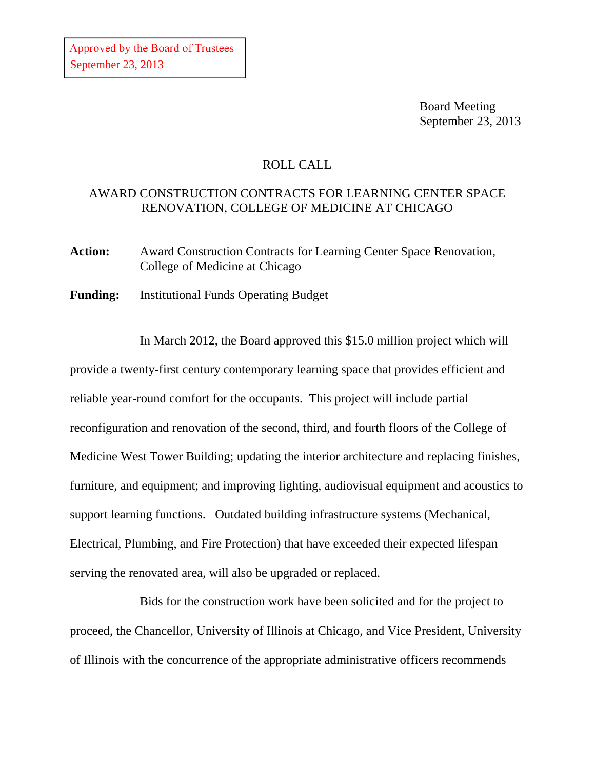Approved by the Board of Trustees
September 23, 2013

Board Meeting
September 23, 2013

ROLL CALL

AWARD CONSTRUCTION CONTRACTS FOR LEARNING CENTER SPACE RENOVATION, COLLEGE OF MEDICINE AT CHICAGO

**Action:** Award Construction Contracts for Learning Center Space Renovation, College of Medicine at Chicago

**Funding:** Institutional Funds Operating Budget

In March 2012, the Board approved this $15.0 million project which will provide a twenty-first century contemporary learning space that provides efficient and reliable year-round comfort for the occupants. This project will include partial reconfiguration and renovation of the second, third, and fourth floors of the College of Medicine West Tower Building; updating the interior architecture and replacing finishes, furniture, and equipment; and improving lighting, audiovisual equipment and acoustics to support learning functions. Outdated building infrastructure systems (Mechanical, Electrical, Plumbing, and Fire Protection) that have exceeded their expected lifespan serving the renovated area, will also be upgraded or replaced.

Bids for the construction work have been solicited and for the project to proceed, the Chancellor, University of Illinois at Chicago, and Vice President, University of Illinois with the concurrence of the appropriate administrative officers recommends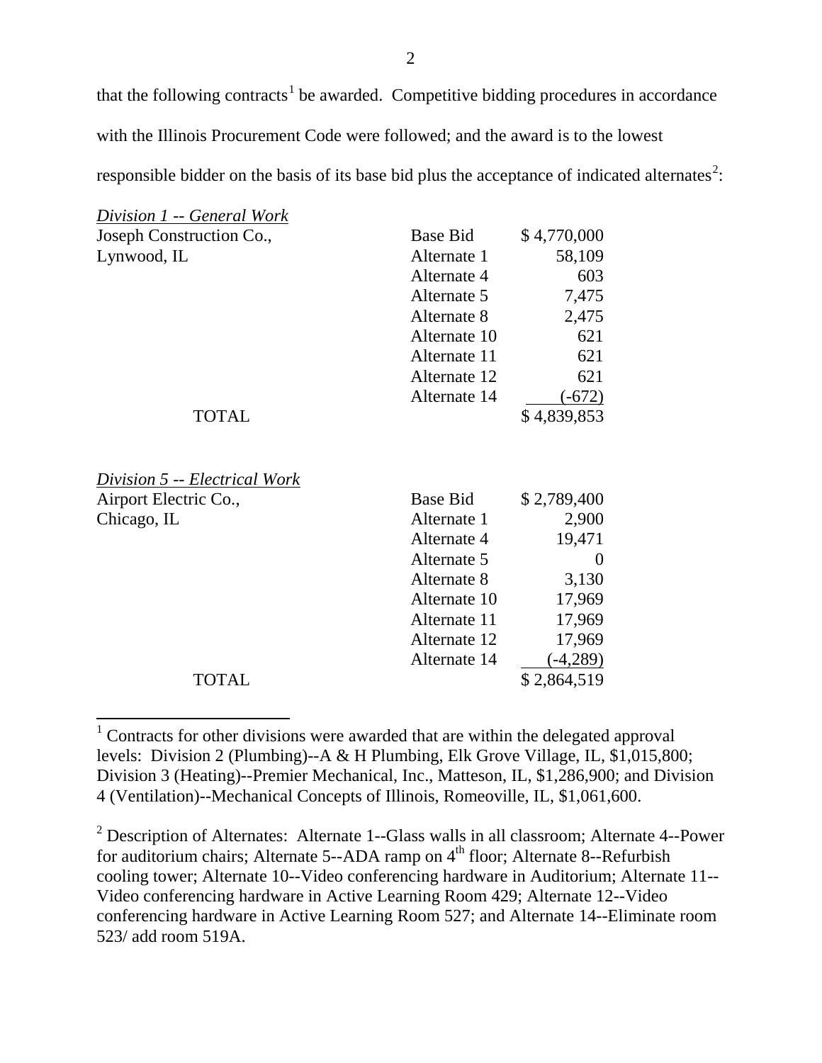that the following contracts[1] be awarded. Competitive bidding procedures in accordance with the Illinois Procurement Code were followed; and the award is to the lowest responsible bidder on the basis of its base bid plus the acceptance of indicated alternates[2]:

*Division 1 -- General Work*

| | | |
|---|---|---|
| Joseph Construction Co., | Base Bid | $ 4,770,000 |
| Lynwood, IL | Alternate 1 | 58,109 |
| | Alternate 4 | 603 |
| | Alternate 5 | 7,475 |
| | Alternate 8 | 2,475 |
| | Alternate 10 | 621 |
| | Alternate 11 | 621 |
| | Alternate 12 | 621 |
| | Alternate 14 | (-672) |
| TOTAL | | $ 4,839,853 |

*Division 5 -- Electrical Work*

| | | |
|---|---|---|
| Airport Electric Co., | Base Bid | $ 2,789,400 |
| Chicago, IL | Alternate 1 | 2,900 |
| | Alternate 4 | 19,471 |
| | Alternate 5 | 0 |
| | Alternate 8 | 3,130 |
| | Alternate 10 | 17,969 |
| | Alternate 11 | 17,969 |
| | Alternate 12 | 17,969 |
| | Alternate 14 | (-4,289) |
| TOTAL | | $ 2,864,519 |

[1] Contracts for other divisions were awarded that are within the delegated approval levels: Division 2 (Plumbing)--A & H Plumbing, Elk Grove Village, IL, $1,015,800; Division 3 (Heating)--Premier Mechanical, Inc., Matteson, IL, $1,286,900; and Division 4 (Ventilation)--Mechanical Concepts of Illinois, Romeoville, IL, $1,061,600.

[2] Description of Alternates: Alternate 1--Glass walls in all classroom; Alternate 4--Power for auditorium chairs; Alternate 5--ADA ramp on 4th floor; Alternate 8--Refurbish cooling tower; Alternate 10--Video conferencing hardware in Auditorium; Alternate 11--Video conferencing hardware in Active Learning Room 429; Alternate 12--Video conferencing hardware in Active Learning Room 527; and Alternate 14--Eliminate room 523/ add room 519A.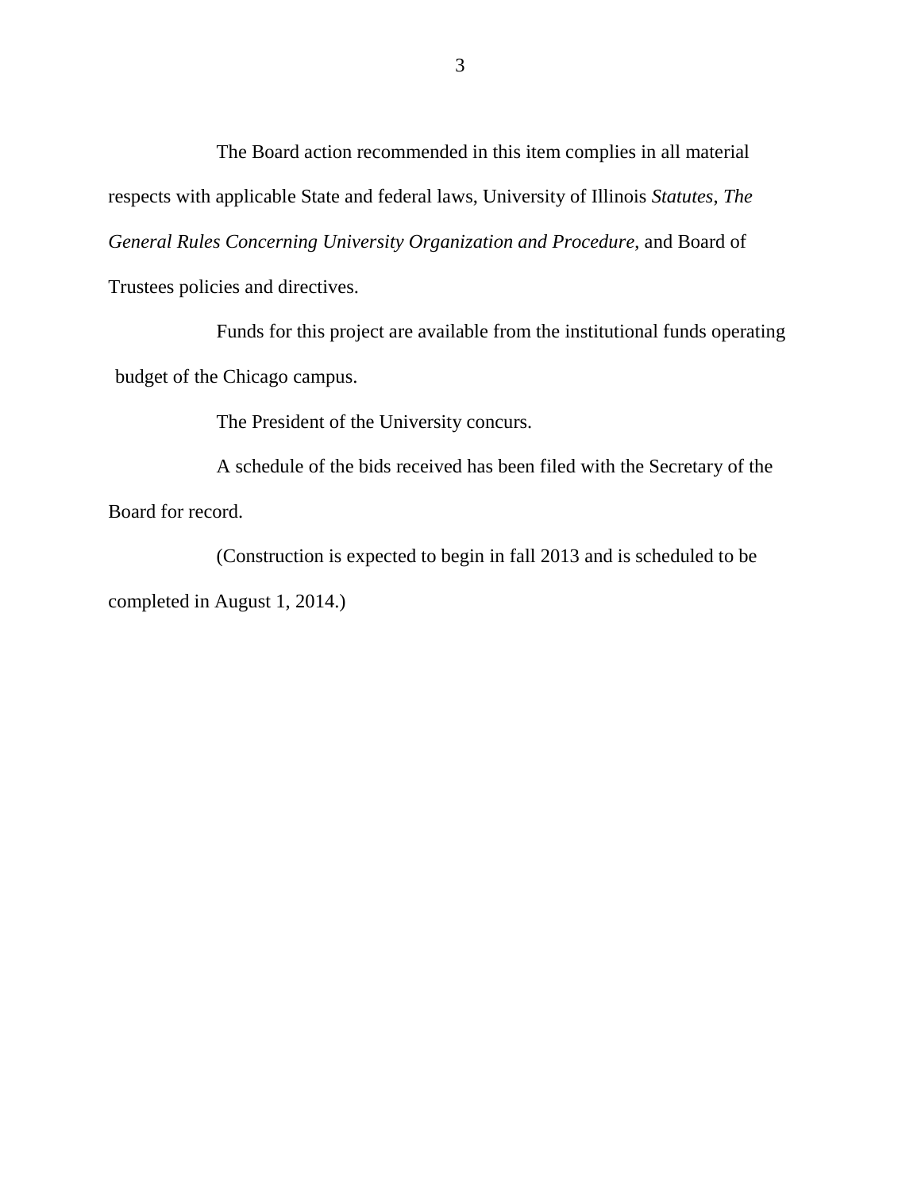The Board action recommended in this item complies in all material respects with applicable State and federal laws, University of Illinois *Statutes*, *The General Rules Concerning University Organization and Procedure*, and Board of Trustees policies and directives.

Funds for this project are available from the institutional funds operating budget of the Chicago campus.

The President of the University concurs.

A schedule of the bids received has been filed with the Secretary of the Board for record.

(Construction is expected to begin in fall 2013 and is scheduled to be completed in August 1, 2014.)